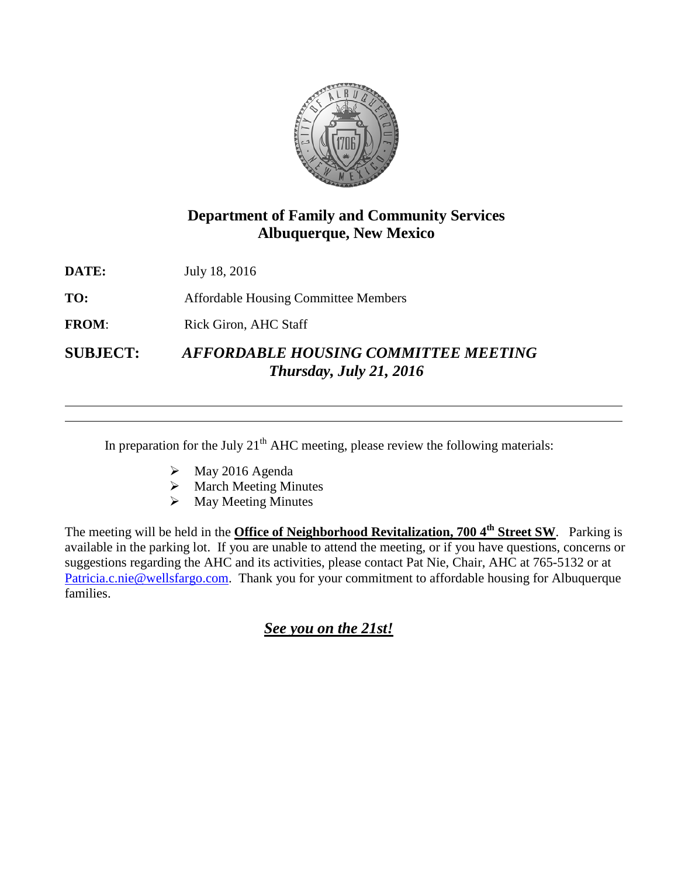## Department of Family and Community Services
## Albuquerque, New Mexico

**DATE:** July 18, 2016

**TO:** Affordable Housing Committee Members

**FROM**: Rick Giron, AHC Staff

**SUBJECT:** ***AFFORDABLE HOUSING COMMITTEE MEETING***
***Thursday, July 21, 2016***

---

In preparation for the July 21st AHC meeting, please review the following materials:

- May 2016 Agenda
- March Meeting Minutes
- May Meeting Minutes

The meeting will be held in the **Office of Neighborhood Revitalization, 700 4th Street SW**. Parking is available in the parking lot. If you are unable to attend the meeting, or if you have questions, concerns or suggestions regarding the AHC and its activities, please contact Pat Nie, Chair, AHC at 765-5132 or at Patricia.c.nie@wellsfargo.com. Thank you for your commitment to affordable housing for Albuquerque families.

***See you on the 21st!***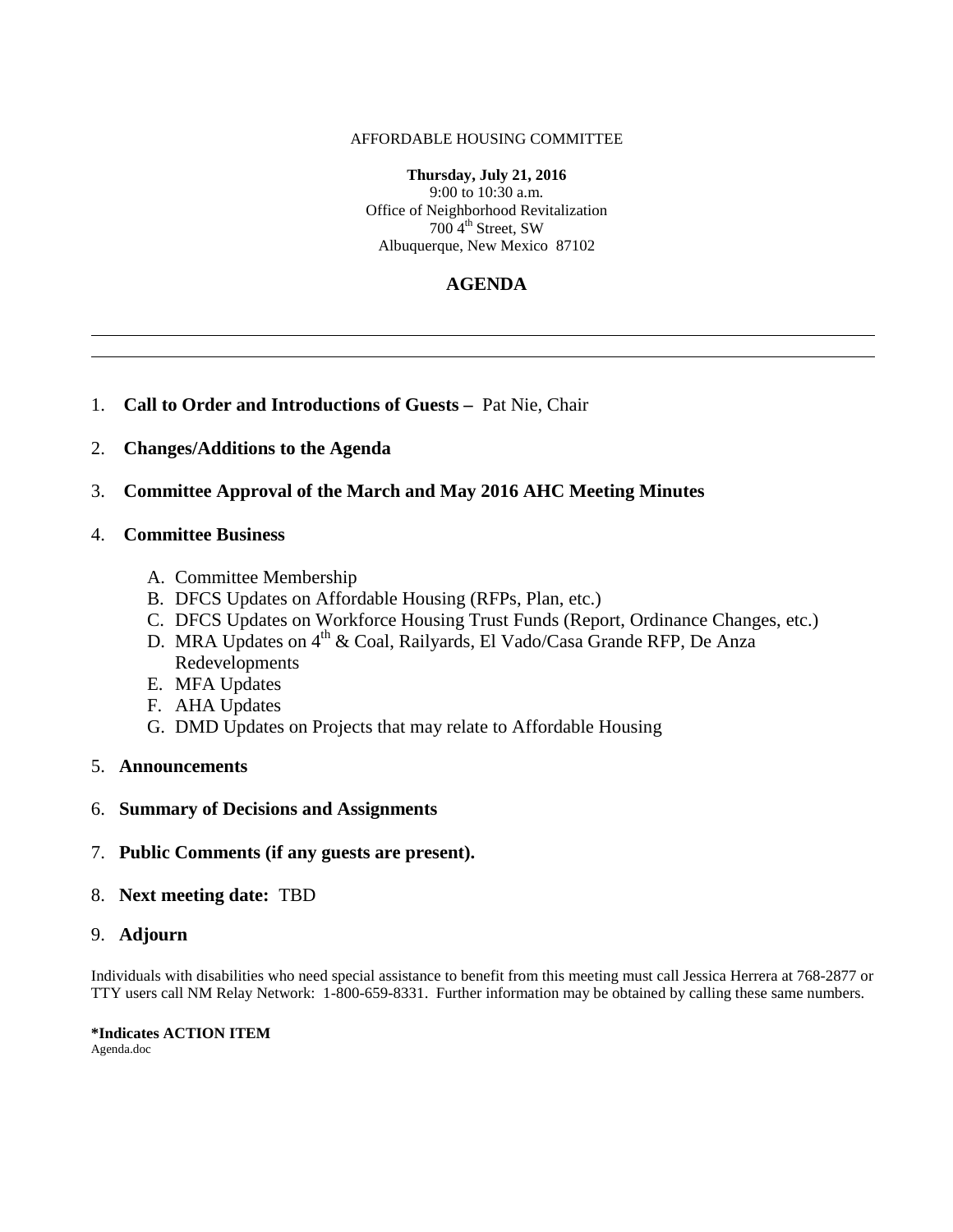AFFORDABLE HOUSING COMMITTEE

**Thursday, July 21, 2016**
9:00 to 10:30 a.m.
Office of Neighborhood Revitalization
700 4th Street, SW
Albuquerque, New Mexico 87102

# AGENDA

---

1. **Call to Order and Introductions of Guests –** Pat Nie, Chair

2. **Changes/Additions to the Agenda**

3. **Committee Approval of the March and May 2016 AHC Meeting Minutes**

4. **Committee Business**

   A. Committee Membership
   B. DFCS Updates on Affordable Housing (RFPs, Plan, etc.)
   C. DFCS Updates on Workforce Housing Trust Funds (Report, Ordinance Changes, etc.)
   D. MRA Updates on 4th & Coal, Railyards, El Vado/Casa Grande RFP, De Anza Redevelopments
   E. MFA Updates
   F. AHA Updates
   G. DMD Updates on Projects that may relate to Affordable Housing

5. **Announcements**

6. **Summary of Decisions and Assignments**

7. **Public Comments (if any guests are present).**

8. **Next meeting date:** TBD

9. **Adjourn**

Individuals with disabilities who need special assistance to benefit from this meeting must call Jessica Herrera at 768-2877 or TTY users call NM Relay Network: 1-800-659-8331. Further information may be obtained by calling these same numbers.

***Indicates ACTION ITEM**
Agenda.doc